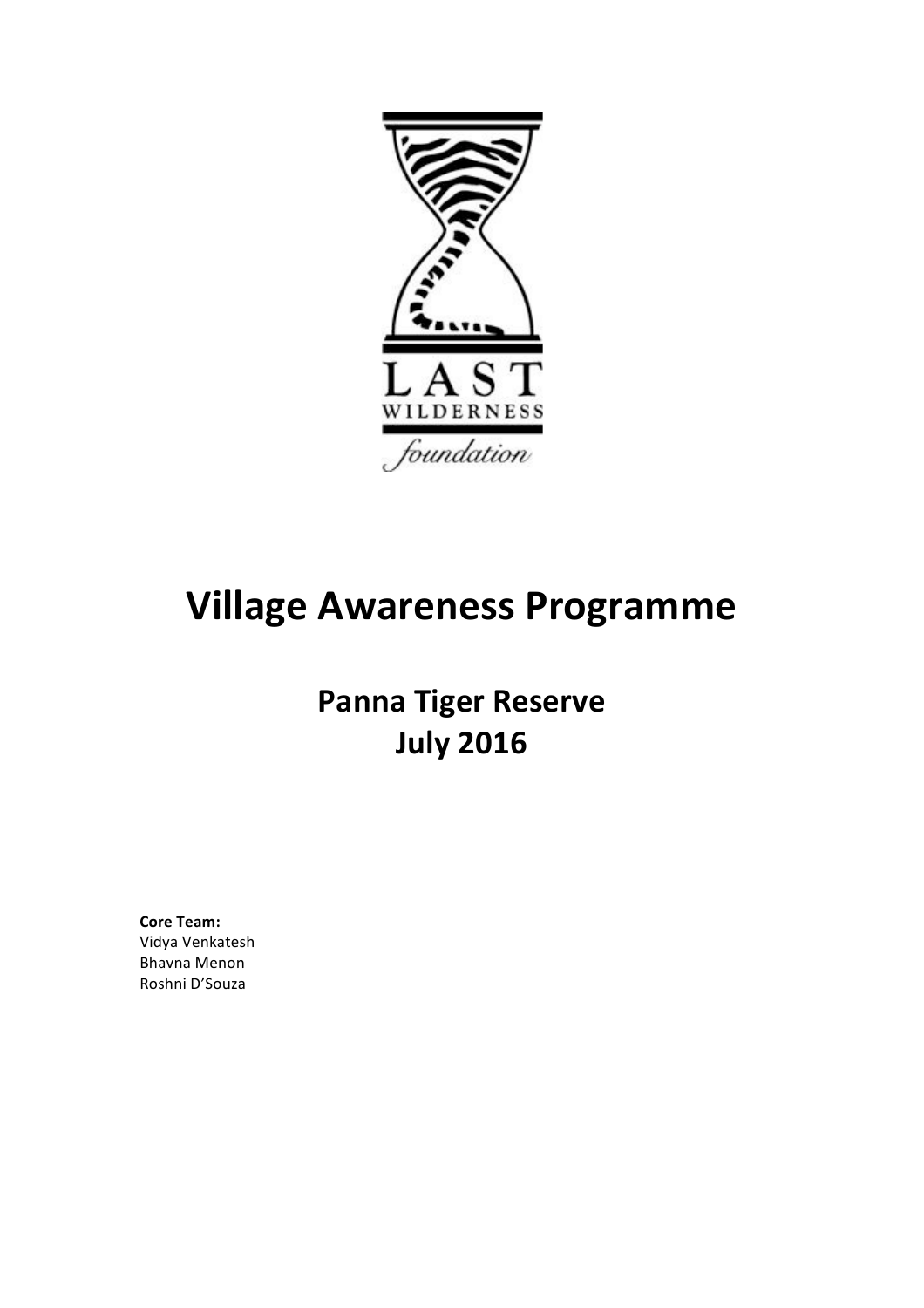LAST WILDERNESS foundation

# Village Awareness Programme

## Panna Tiger Reserve
## July 2016

**Core Team:**
Vidya Venkatesh
Bhavna Menon
Roshni D'Souza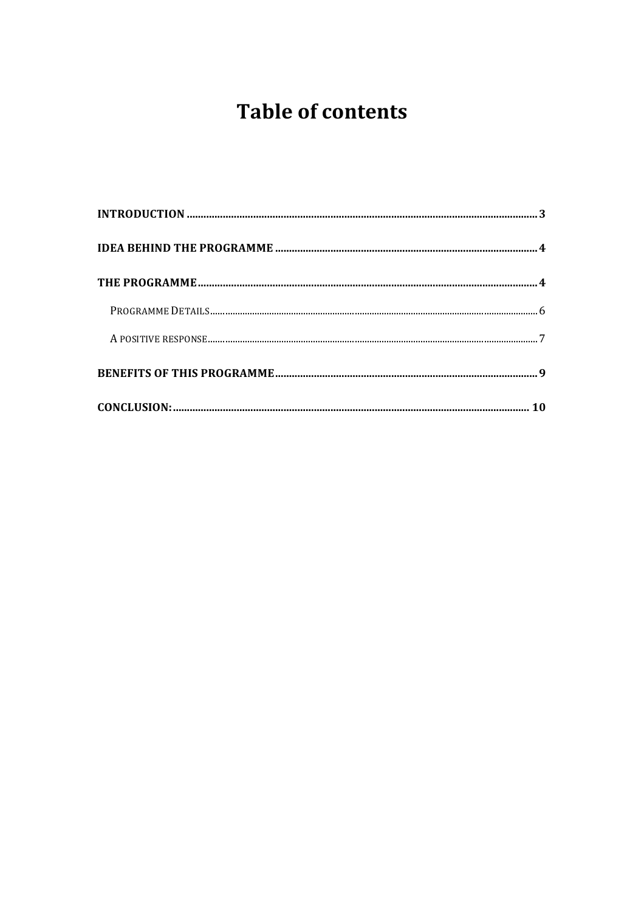# Table of contents

- INTRODUCTION ..... 3
- IDEA BEHIND THE PROGRAMME ..... 4
- THE PROGRAMME ..... 4
  - PROGRAMME DETAILS ..... 6
  - A POSITIVE RESPONSE ..... 7
- BENEFITS OF THIS PROGRAMME ..... 9
- CONCLUSION: ..... 10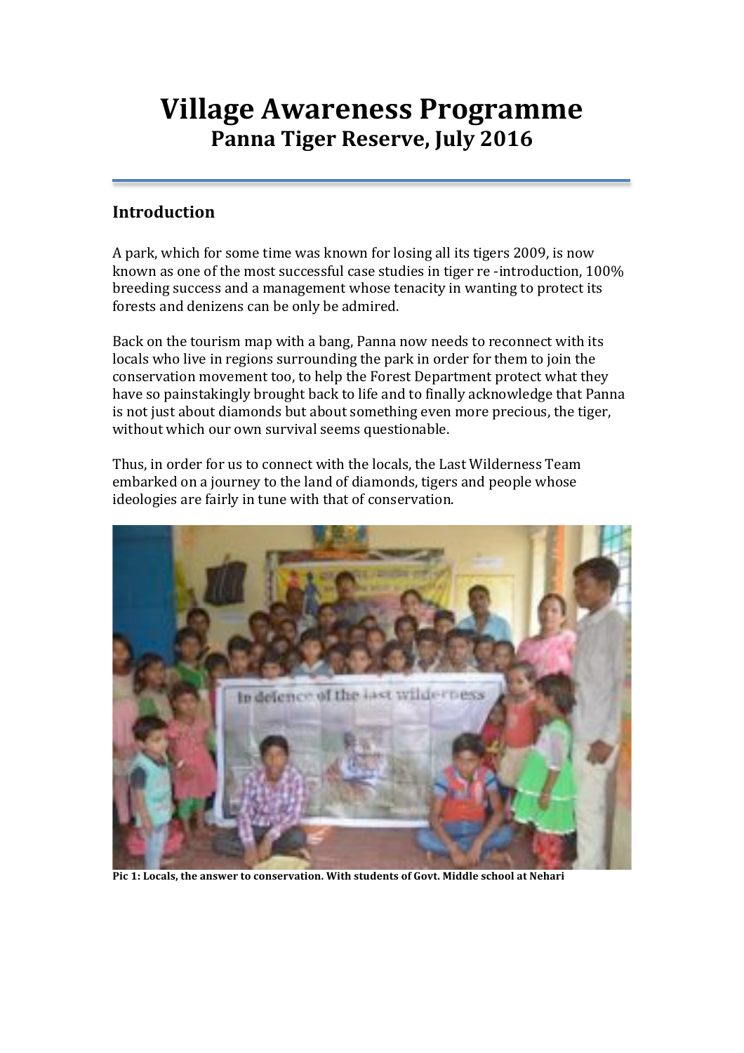# Village Awareness Programme
## Panna Tiger Reserve, July 2016

### Introduction

A park, which for some time was known for losing all its tigers 2009, is now known as one of the most successful case studies in tiger re -introduction, 100% breeding success and a management whose tenacity in wanting to protect its forests and denizens can be only be admired.

Back on the tourism map with a bang, Panna now needs to reconnect with its locals who live in regions surrounding the park in order for them to join the conservation movement too, to help the Forest Department protect what they have so painstakingly brought back to life and to finally acknowledge that Panna is not just about diamonds but about something even more precious, the tiger, without which our own survival seems questionable.

Thus, in order for us to connect with the locals, the Last Wilderness Team embarked on a journey to the land of diamonds, tigers and people whose ideologies are fairly in tune with that of conservation.

**Pic 1: Locals, the answer to conservation. With students of Govt. Middle school at Nehari**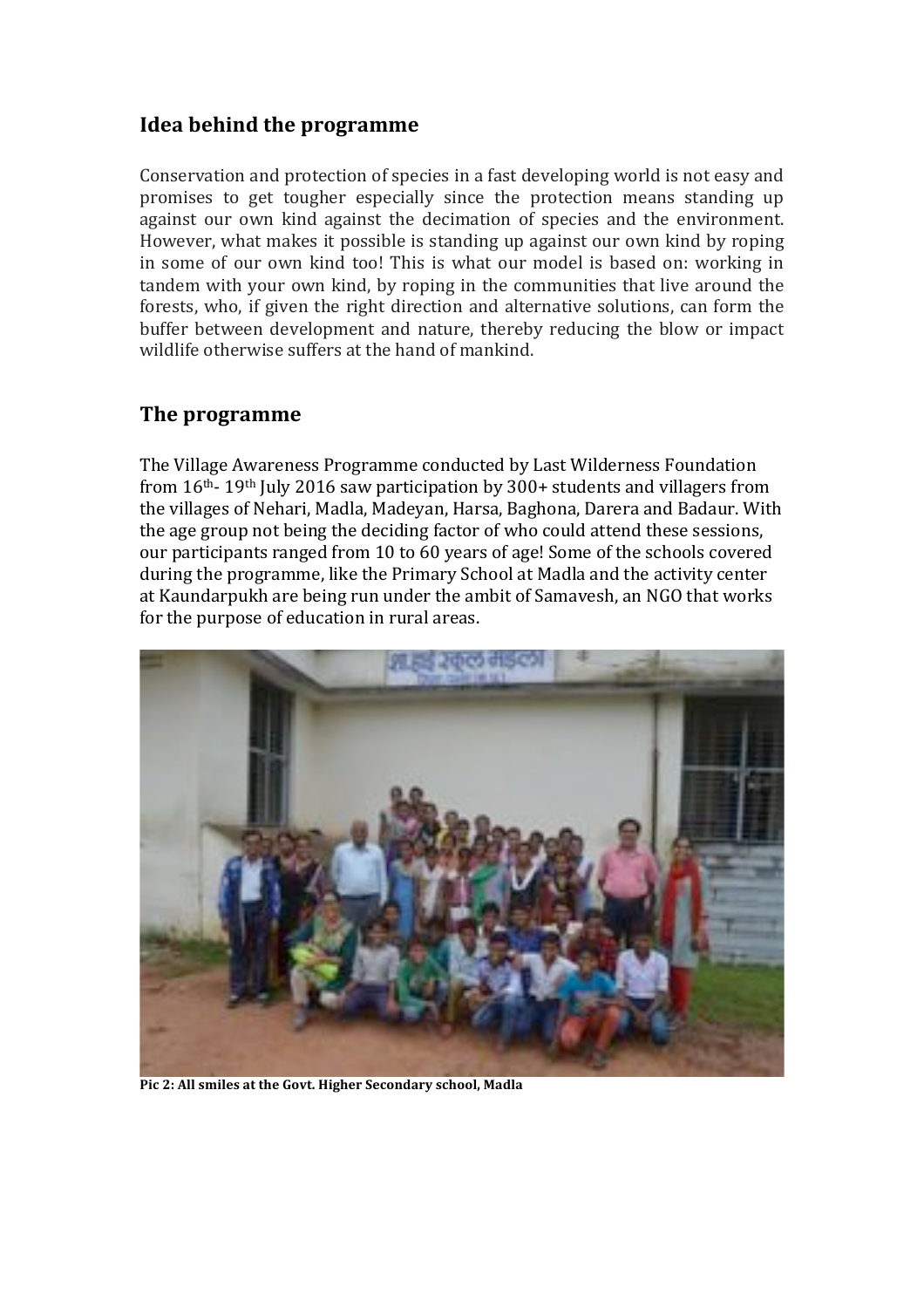## Idea behind the programme

Conservation and protection of species in a fast developing world is not easy and promises to get tougher especially since the protection means standing up against our own kind against the decimation of species and the environment. However, what makes it possible is standing up against our own kind by roping in some of our own kind too! This is what our model is based on: working in tandem with your own kind, by roping in the communities that live around the forests, who, if given the right direction and alternative solutions, can form the buffer between development and nature, thereby reducing the blow or impact wildlife otherwise suffers at the hand of mankind.

## The programme

The Village Awareness Programme conducted by Last Wilderness Foundation from 16th- 19th July 2016 saw participation by 300+ students and villagers from the villages of Nehari, Madla, Madeyan, Harsa, Baghona, Darera and Badaur. With the age group not being the deciding factor of who could attend these sessions, our participants ranged from 10 to 60 years of age! Some of the schools covered during the programme, like the Primary School at Madla and the activity center at Kaundarpukh are being run under the ambit of Samavesh, an NGO that works for the purpose of education in rural areas.

**Pic 2: All smiles at the Govt. Higher Secondary school, Madla**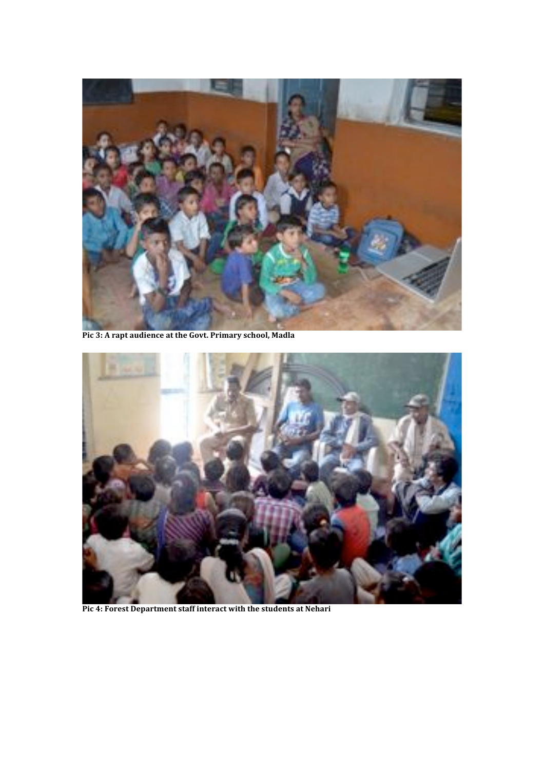Pic 3: A rapt audience at the Govt. Primary school, Madla

Pic 4: Forest Department staff interact with the students at Nehari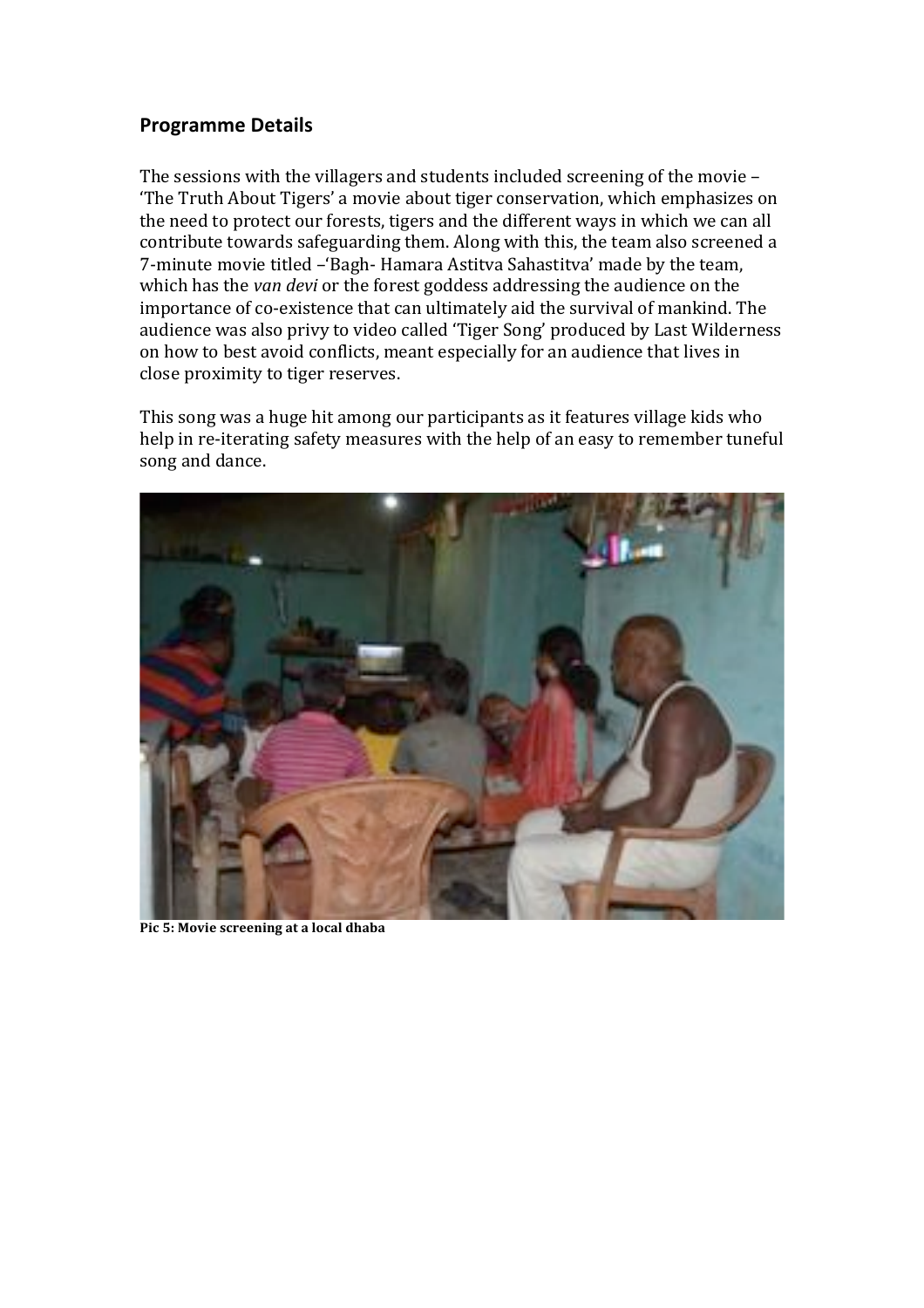## Programme Details

The sessions with the villagers and students included screening of the movie – 'The Truth About Tigers' a movie about tiger conservation, which emphasizes on the need to protect our forests, tigers and the different ways in which we can all contribute towards safeguarding them. Along with this, the team also screened a 7-minute movie titled –'Bagh- Hamara Astitva Sahastitva' made by the team, which has the *van devi* or the forest goddess addressing the audience on the importance of co-existence that can ultimately aid the survival of mankind. The audience was also privy to video called 'Tiger Song' produced by Last Wilderness on how to best avoid conflicts, meant especially for an audience that lives in close proximity to tiger reserves.

This song was a huge hit among our participants as it features village kids who help in re-iterating safety measures with the help of an easy to remember tuneful song and dance.

**Pic 5: Movie screening at a local dhaba**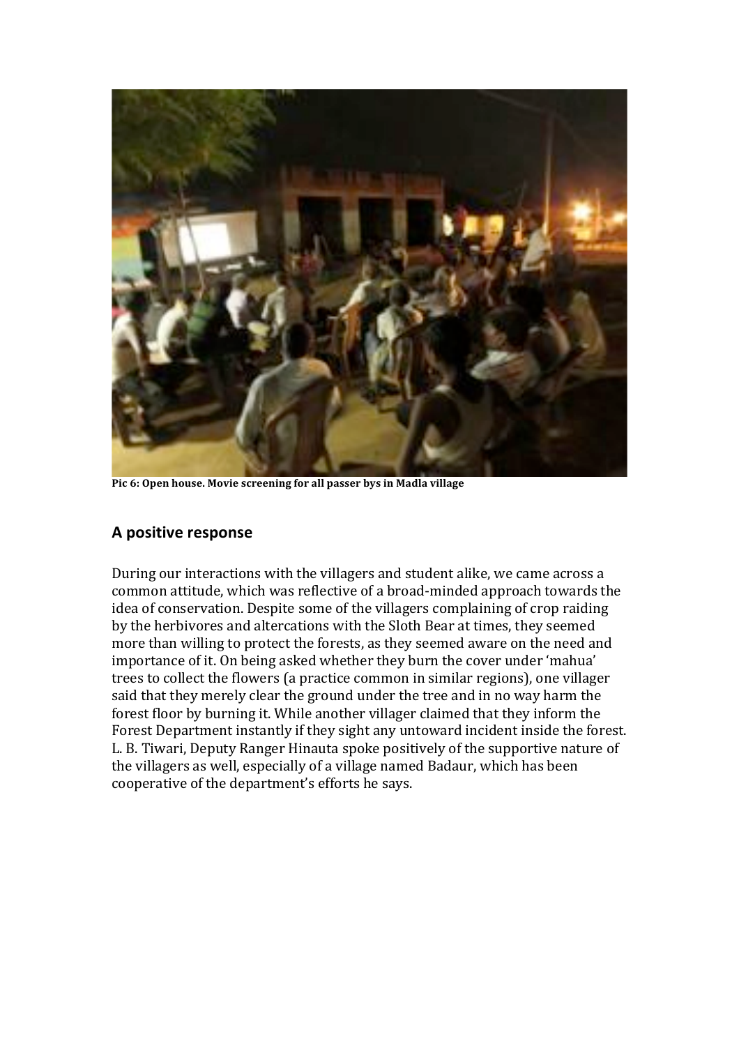**Pic 6: Open house. Movie screening for all passer bys in Madla village**

## A positive response

During our interactions with the villagers and student alike, we came across a common attitude, which was reflective of a broad-minded approach towards the idea of conservation. Despite some of the villagers complaining of crop raiding by the herbivores and altercations with the Sloth Bear at times, they seemed more than willing to protect the forests, as they seemed aware on the need and importance of it. On being asked whether they burn the cover under 'mahua' trees to collect the flowers (a practice common in similar regions), one villager said that they merely clear the ground under the tree and in no way harm the forest floor by burning it. While another villager claimed that they inform the Forest Department instantly if they sight any untoward incident inside the forest. L. B. Tiwari, Deputy Ranger Hinauta spoke positively of the supportive nature of the villagers as well, especially of a village named Badaur, which has been cooperative of the department's efforts he says.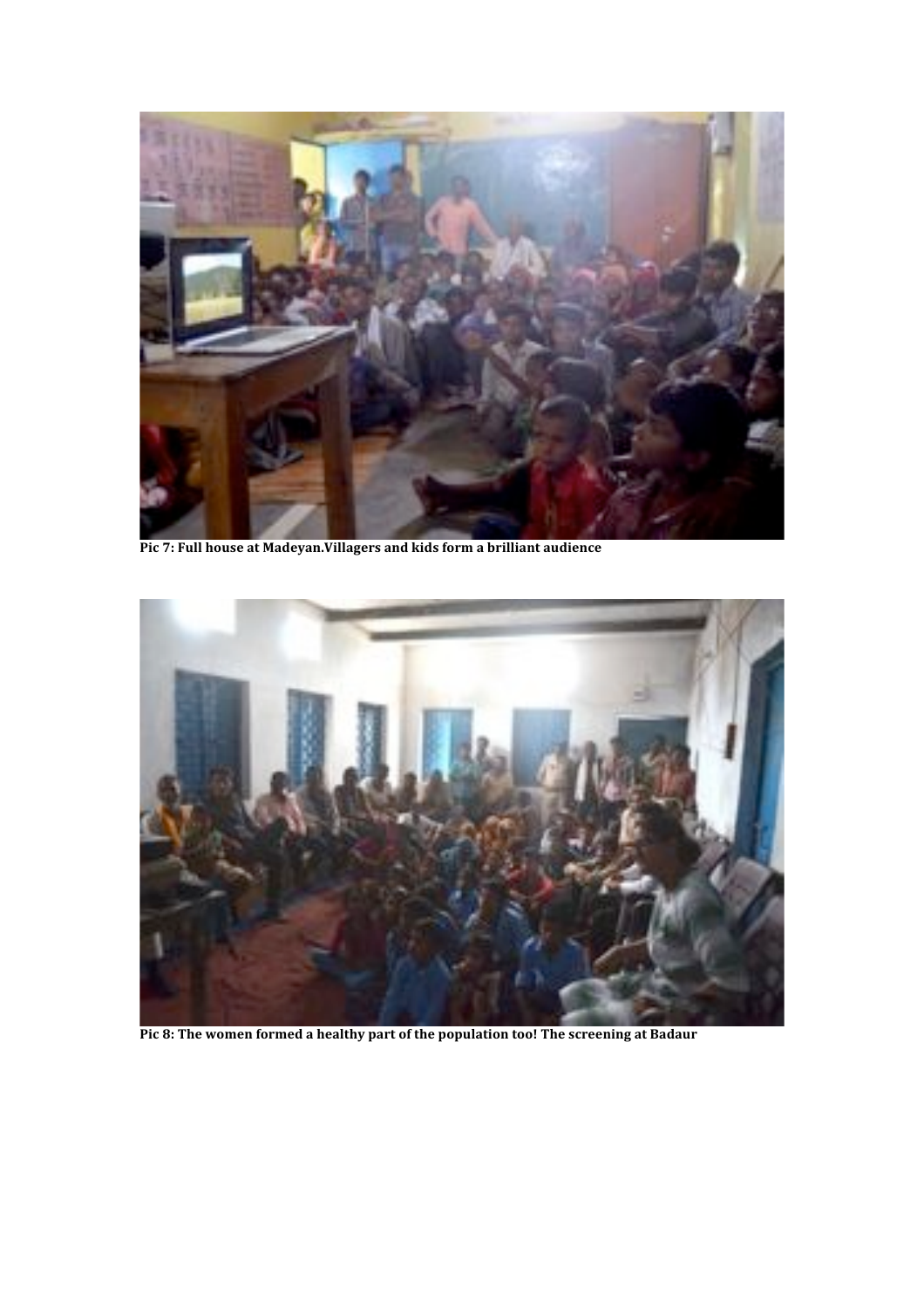**Pic 7: Full house at Madeyan.Villagers and kids form a brilliant audience**

**Pic 8: The women formed a healthy part of the population too! The screening at Badaur**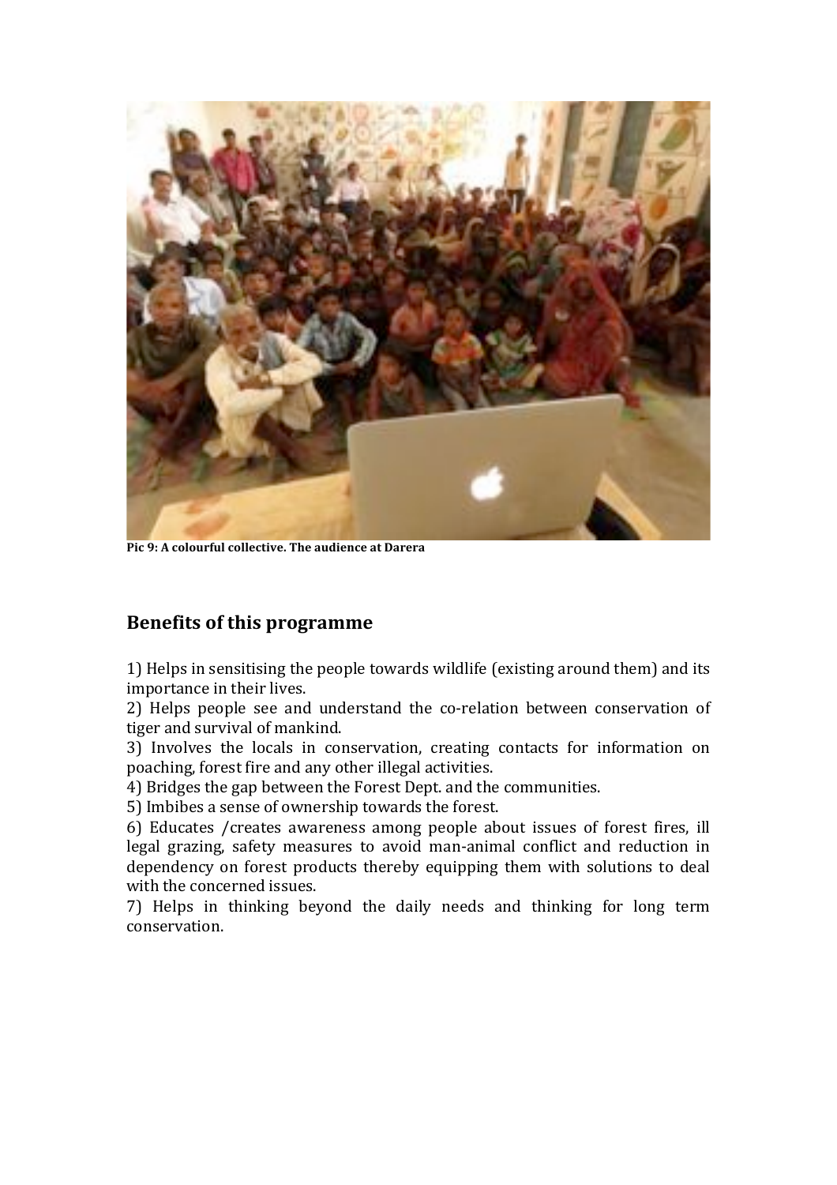**Pic 9: A colourful collective. The audience at Darera**

## Benefits of this programme

1) Helps in sensitising the people towards wildlife (existing around them) and its importance in their lives.
2) Helps people see and understand the co-relation between conservation of tiger and survival of mankind.
3) Involves the locals in conservation, creating contacts for information on poaching, forest fire and any other illegal activities.
4) Bridges the gap between the Forest Dept. and the communities.
5) Imbibes a sense of ownership towards the forest.
6) Educates /creates awareness among people about issues of forest fires, ill legal grazing, safety measures to avoid man-animal conflict and reduction in dependency on forest products thereby equipping them with solutions to deal with the concerned issues.
7) Helps in thinking beyond the daily needs and thinking for long term conservation.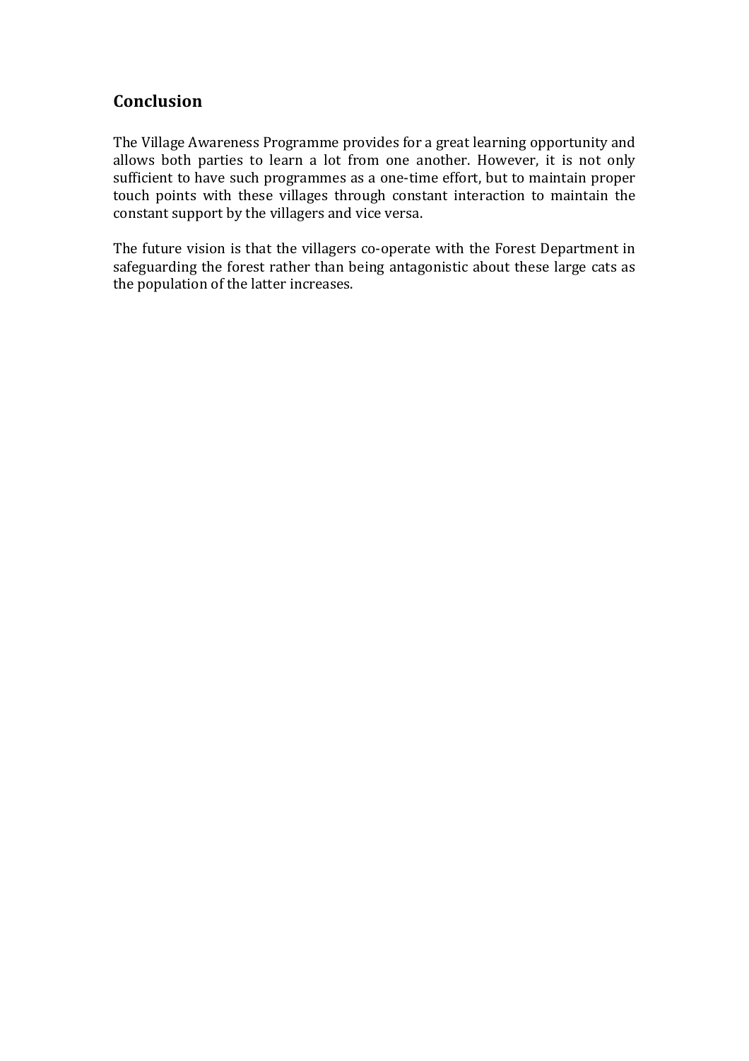## Conclusion

The Village Awareness Programme provides for a great learning opportunity and allows both parties to learn a lot from one another. However, it is not only sufficient to have such programmes as a one-time effort, but to maintain proper touch points with these villages through constant interaction to maintain the constant support by the villagers and vice versa.

The future vision is that the villagers co-operate with the Forest Department in safeguarding the forest rather than being antagonistic about these large cats as the population of the latter increases.